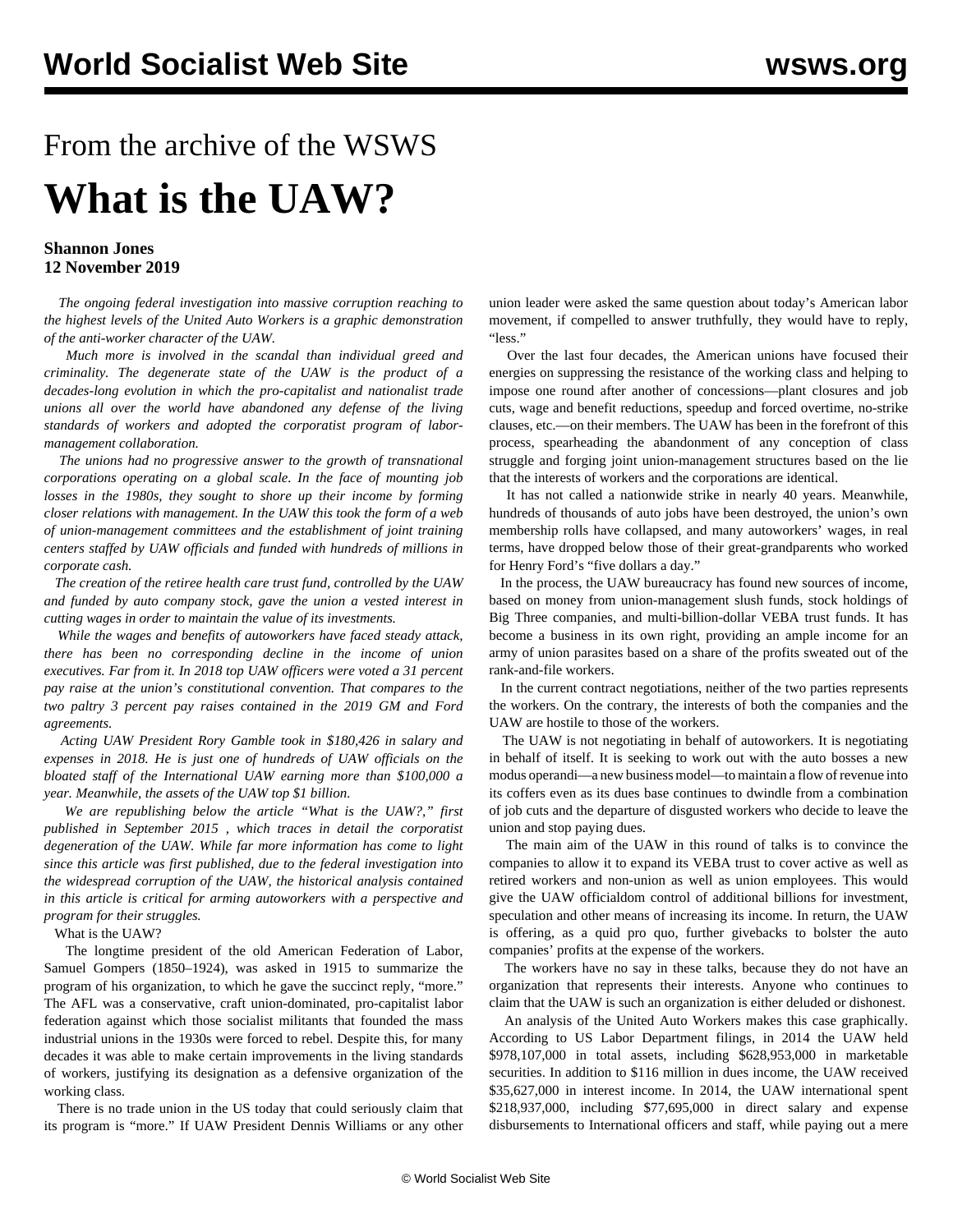# From the archive of the WSWS

# What is the UAW?

**Shannon Jones**
**12 November 2019**

*The ongoing federal investigation into massive corruption reaching to the highest levels of the United Auto Workers is a graphic demonstration of the anti-worker character of the UAW.*

*Much more is involved in the scandal than individual greed and criminality. The degenerate state of the UAW is the product of a decades-long evolution in which the pro-capitalist and nationalist trade unions all over the world have abandoned any defense of the living standards of workers and adopted the corporatist program of labor-management collaboration.*

*The unions had no progressive answer to the growth of transnational corporations operating on a global scale. In the face of mounting job losses in the 1980s, they sought to shore up their income by forming closer relations with management. In the UAW this took the form of a web of union-management committees and the establishment of joint training centers staffed by UAW officials and funded with hundreds of millions in corporate cash.*

*The creation of the retiree health care trust fund, controlled by the UAW and funded by auto company stock, gave the union a vested interest in cutting wages in order to maintain the value of its investments.*

*While the wages and benefits of autoworkers have faced steady attack, there has been no corresponding decline in the income of union executives. Far from it. In 2018 top UAW officers were voted a 31 percent pay raise at the union's constitutional convention. That compares to the two paltry 3 percent pay raises contained in the 2019 GM and Ford agreements.*

*Acting UAW President Rory Gamble took in $180,426 in salary and expenses in 2018. He is just one of hundreds of UAW officials on the bloated staff of the International UAW earning more than $100,000 a year. Meanwhile, the assets of the UAW top $1 billion.*

*We are republishing below the article "What is the UAW?," first published in September 2015 , which traces in detail the corporatist degeneration of the UAW. While far more information has come to light since this article was first published, due to the federal investigation into the widespread corruption of the UAW, the historical analysis contained in this article is critical for arming autoworkers with a perspective and program for their struggles.*

What is the UAW?

The longtime president of the old American Federation of Labor, Samuel Gompers (1850–1924), was asked in 1915 to summarize the program of his organization, to which he gave the succinct reply, "more." The AFL was a conservative, craft union-dominated, pro-capitalist labor federation against which those socialist militants that founded the mass industrial unions in the 1930s were forced to rebel. Despite this, for many decades it was able to make certain improvements in the living standards of workers, justifying its designation as a defensive organization of the working class.

There is no trade union in the US today that could seriously claim that its program is "more." If UAW President Dennis Williams or any other union leader were asked the same question about today's American labor movement, if compelled to answer truthfully, they would have to reply, "less."

Over the last four decades, the American unions have focused their energies on suppressing the resistance of the working class and helping to impose one round after another of concessions—plant closures and job cuts, wage and benefit reductions, speedup and forced overtime, no-strike clauses, etc.—on their members. The UAW has been in the forefront of this process, spearheading the abandonment of any conception of class struggle and forging joint union-management structures based on the lie that the interests of workers and the corporations are identical.

It has not called a nationwide strike in nearly 40 years. Meanwhile, hundreds of thousands of auto jobs have been destroyed, the union's own membership rolls have collapsed, and many autoworkers' wages, in real terms, have dropped below those of their great-grandparents who worked for Henry Ford's "five dollars a day."

In the process, the UAW bureaucracy has found new sources of income, based on money from union-management slush funds, stock holdings of Big Three companies, and multi-billion-dollar VEBA trust funds. It has become a business in its own right, providing an ample income for an army of union parasites based on a share of the profits sweated out of the rank-and-file workers.

In the current contract negotiations, neither of the two parties represents the workers. On the contrary, the interests of both the companies and the UAW are hostile to those of the workers.

The UAW is not negotiating in behalf of autoworkers. It is negotiating in behalf of itself. It is seeking to work out with the auto bosses a new modus operandi—a new business model—to maintain a flow of revenue into its coffers even as its dues base continues to dwindle from a combination of job cuts and the departure of disgusted workers who decide to leave the union and stop paying dues.

The main aim of the UAW in this round of talks is to convince the companies to allow it to expand its VEBA trust to cover active as well as retired workers and non-union as well as union employees. This would give the UAW officialdom control of additional billions for investment, speculation and other means of increasing its income. In return, the UAW is offering, as a quid pro quo, further givebacks to bolster the auto companies' profits at the expense of the workers.

The workers have no say in these talks, because they do not have an organization that represents their interests. Anyone who continues to claim that the UAW is such an organization is either deluded or dishonest.

An analysis of the United Auto Workers makes this case graphically. According to US Labor Department filings, in 2014 the UAW held $978,107,000 in total assets, including $628,953,000 in marketable securities. In addition to $116 million in dues income, the UAW received $35,627,000 in interest income. In 2014, the UAW international spent $218,937,000, including $77,695,000 in direct salary and expense disbursements to International officers and staff, while paying out a mere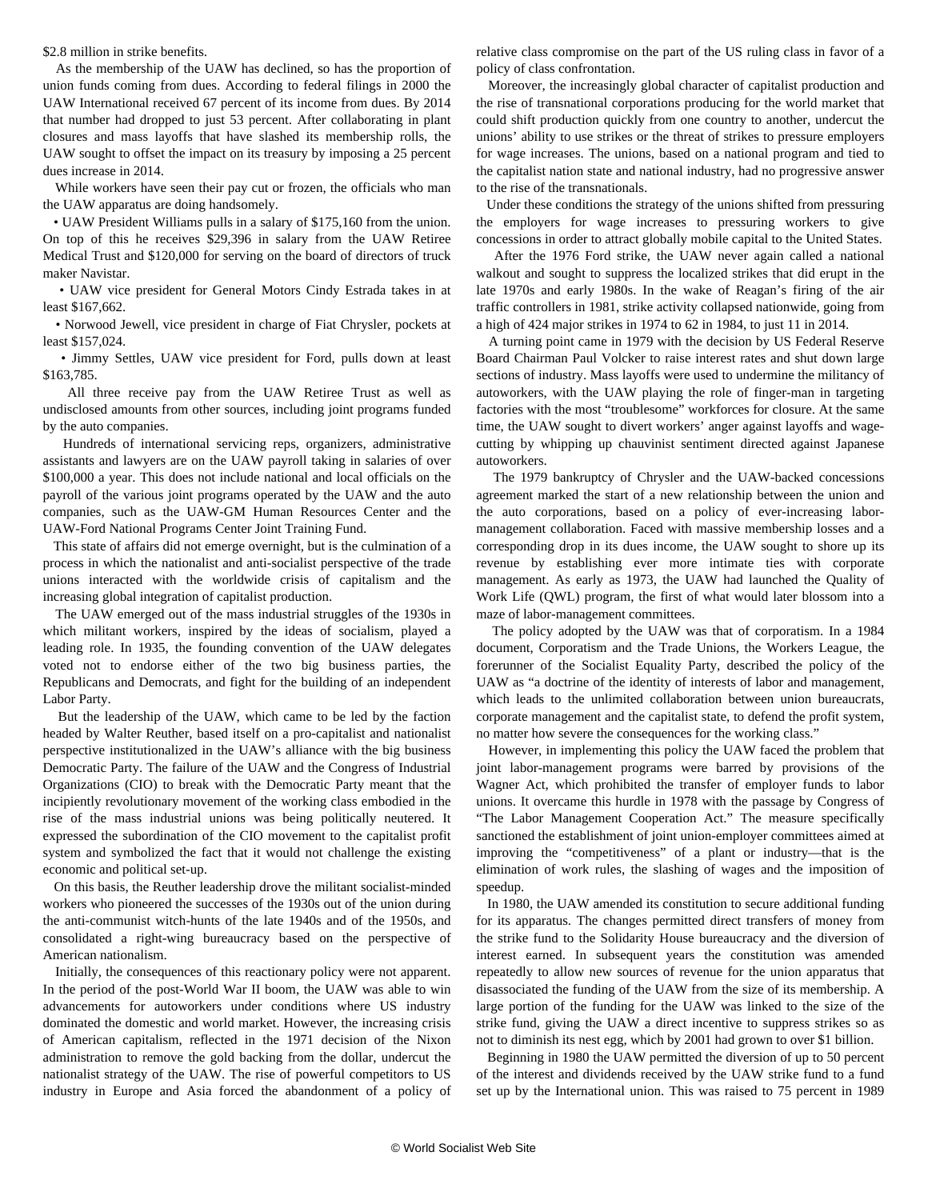$2.8 million in strike benefits.

As the membership of the UAW has declined, so has the proportion of union funds coming from dues. According to federal filings in 2000 the UAW International received 67 percent of its income from dues. By 2014 that number had dropped to just 53 percent. After collaborating in plant closures and mass layoffs that have slashed its membership rolls, the UAW sought to offset the impact on its treasury by imposing a 25 percent dues increase in 2014.

While workers have seen their pay cut or frozen, the officials who man the UAW apparatus are doing handsomely.

• UAW President Williams pulls in a salary of $175,160 from the union. On top of this he receives $29,396 in salary from the UAW Retiree Medical Trust and $120,000 for serving on the board of directors of truck maker Navistar.

• UAW vice president for General Motors Cindy Estrada takes in at least $167,662.

• Norwood Jewell, vice president in charge of Fiat Chrysler, pockets at least $157,024.

• Jimmy Settles, UAW vice president for Ford, pulls down at least $163,785.

All three receive pay from the UAW Retiree Trust as well as undisclosed amounts from other sources, including joint programs funded by the auto companies.

Hundreds of international servicing reps, organizers, administrative assistants and lawyers are on the UAW payroll taking in salaries of over $100,000 a year. This does not include national and local officials on the payroll of the various joint programs operated by the UAW and the auto companies, such as the UAW-GM Human Resources Center and the UAW-Ford National Programs Center Joint Training Fund.

This state of affairs did not emerge overnight, but is the culmination of a process in which the nationalist and anti-socialist perspective of the trade unions interacted with the worldwide crisis of capitalism and the increasing global integration of capitalist production.

The UAW emerged out of the mass industrial struggles of the 1930s in which militant workers, inspired by the ideas of socialism, played a leading role. In 1935, the founding convention of the UAW delegates voted not to endorse either of the two big business parties, the Republicans and Democrats, and fight for the building of an independent Labor Party.

But the leadership of the UAW, which came to be led by the faction headed by Walter Reuther, based itself on a pro-capitalist and nationalist perspective institutionalized in the UAW's alliance with the big business Democratic Party. The failure of the UAW and the Congress of Industrial Organizations (CIO) to break with the Democratic Party meant that the incipiently revolutionary movement of the working class embodied in the rise of the mass industrial unions was being politically neutered. It expressed the subordination of the CIO movement to the capitalist profit system and symbolized the fact that it would not challenge the existing economic and political set-up.

On this basis, the Reuther leadership drove the militant socialist-minded workers who pioneered the successes of the 1930s out of the union during the anti-communist witch-hunts of the late 1940s and of the 1950s, and consolidated a right-wing bureaucracy based on the perspective of American nationalism.

Initially, the consequences of this reactionary policy were not apparent. In the period of the post-World War II boom, the UAW was able to win advancements for autoworkers under conditions where US industry dominated the domestic and world market. However, the increasing crisis of American capitalism, reflected in the 1971 decision of the Nixon administration to remove the gold backing from the dollar, undercut the nationalist strategy of the UAW. The rise of powerful competitors to US industry in Europe and Asia forced the abandonment of a policy of relative class compromise on the part of the US ruling class in favor of a policy of class confrontation.

Moreover, the increasingly global character of capitalist production and the rise of transnational corporations producing for the world market that could shift production quickly from one country to another, undercut the unions' ability to use strikes or the threat of strikes to pressure employers for wage increases. The unions, based on a national program and tied to the capitalist nation state and national industry, had no progressive answer to the rise of the transnationals.

Under these conditions the strategy of the unions shifted from pressuring the employers for wage increases to pressuring workers to give concessions in order to attract globally mobile capital to the United States.

After the 1976 Ford strike, the UAW never again called a national walkout and sought to suppress the localized strikes that did erupt in the late 1970s and early 1980s. In the wake of Reagan's firing of the air traffic controllers in 1981, strike activity collapsed nationwide, going from a high of 424 major strikes in 1974 to 62 in 1984, to just 11 in 2014.

A turning point came in 1979 with the decision by US Federal Reserve Board Chairman Paul Volcker to raise interest rates and shut down large sections of industry. Mass layoffs were used to undermine the militancy of autoworkers, with the UAW playing the role of finger-man in targeting factories with the most "troublesome" workforces for closure. At the same time, the UAW sought to divert workers' anger against layoffs and wage-cutting by whipping up chauvinist sentiment directed against Japanese autoworkers.

The 1979 bankruptcy of Chrysler and the UAW-backed concessions agreement marked the start of a new relationship between the union and the auto corporations, based on a policy of ever-increasing labor-management collaboration. Faced with massive membership losses and a corresponding drop in its dues income, the UAW sought to shore up its revenue by establishing ever more intimate ties with corporate management. As early as 1973, the UAW had launched the Quality of Work Life (QWL) program, the first of what would later blossom into a maze of labor-management committees.

The policy adopted by the UAW was that of corporatism. In a 1984 document, Corporatism and the Trade Unions, the Workers League, the forerunner of the Socialist Equality Party, described the policy of the UAW as "a doctrine of the identity of interests of labor and management, which leads to the unlimited collaboration between union bureaucrats, corporate management and the capitalist state, to defend the profit system, no matter how severe the consequences for the working class."

However, in implementing this policy the UAW faced the problem that joint labor-management programs were barred by provisions of the Wagner Act, which prohibited the transfer of employer funds to labor unions. It overcame this hurdle in 1978 with the passage by Congress of "The Labor Management Cooperation Act." The measure specifically sanctioned the establishment of joint union-employer committees aimed at improving the "competitiveness" of a plant or industry—that is the elimination of work rules, the slashing of wages and the imposition of speedup.

In 1980, the UAW amended its constitution to secure additional funding for its apparatus. The changes permitted direct transfers of money from the strike fund to the Solidarity House bureaucracy and the diversion of interest earned. In subsequent years the constitution was amended repeatedly to allow new sources of revenue for the union apparatus that disassociated the funding of the UAW from the size of its membership. A large portion of the funding for the UAW was linked to the size of the strike fund, giving the UAW a direct incentive to suppress strikes so as not to diminish its nest egg, which by 2001 had grown to over $1 billion.

Beginning in 1980 the UAW permitted the diversion of up to 50 percent of the interest and dividends received by the UAW strike fund to a fund set up by the International union. This was raised to 75 percent in 1989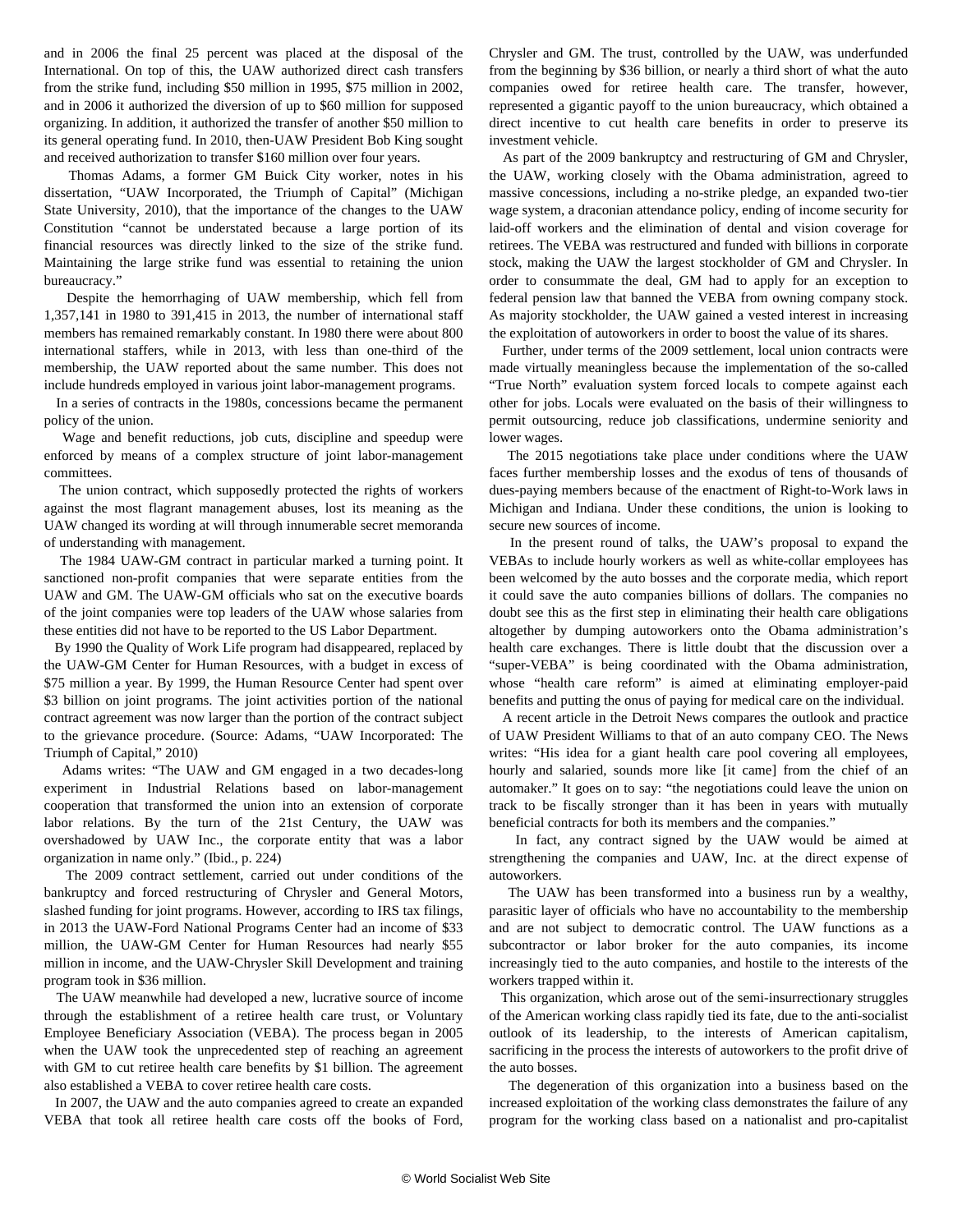and in 2006 the final 25 percent was placed at the disposal of the International. On top of this, the UAW authorized direct cash transfers from the strike fund, including $50 million in 1995, $75 million in 2002, and in 2006 it authorized the diversion of up to $60 million for supposed organizing. In addition, it authorized the transfer of another $50 million to its general operating fund. In 2010, then-UAW President Bob King sought and received authorization to transfer $160 million over four years.

Thomas Adams, a former GM Buick City worker, notes in his dissertation, "UAW Incorporated, the Triumph of Capital" (Michigan State University, 2010), that the importance of the changes to the UAW Constitution "cannot be understated because a large portion of its financial resources was directly linked to the size of the strike fund. Maintaining the large strike fund was essential to retaining the union bureaucracy."

Despite the hemorrhaging of UAW membership, which fell from 1,357,141 in 1980 to 391,415 in 2013, the number of international staff members has remained remarkably constant. In 1980 there were about 800 international staffers, while in 2013, with less than one-third of the membership, the UAW reported about the same number. This does not include hundreds employed in various joint labor-management programs.

In a series of contracts in the 1980s, concessions became the permanent policy of the union.

Wage and benefit reductions, job cuts, discipline and speedup were enforced by means of a complex structure of joint labor-management committees.

The union contract, which supposedly protected the rights of workers against the most flagrant management abuses, lost its meaning as the UAW changed its wording at will through innumerable secret memoranda of understanding with management.

The 1984 UAW-GM contract in particular marked a turning point. It sanctioned non-profit companies that were separate entities from the UAW and GM. The UAW-GM officials who sat on the executive boards of the joint companies were top leaders of the UAW whose salaries from these entities did not have to be reported to the US Labor Department.

By 1990 the Quality of Work Life program had disappeared, replaced by the UAW-GM Center for Human Resources, with a budget in excess of $75 million a year. By 1999, the Human Resource Center had spent over $3 billion on joint programs. The joint activities portion of the national contract agreement was now larger than the portion of the contract subject to the grievance procedure. (Source: Adams, "UAW Incorporated: The Triumph of Capital," 2010)

Adams writes: "The UAW and GM engaged in a two decades-long experiment in Industrial Relations based on labor-management cooperation that transformed the union into an extension of corporate labor relations. By the turn of the 21st Century, the UAW was overshadowed by UAW Inc., the corporate entity that was a labor organization in name only." (Ibid., p. 224)

The 2009 contract settlement, carried out under conditions of the bankruptcy and forced restructuring of Chrysler and General Motors, slashed funding for joint programs. However, according to IRS tax filings, in 2013 the UAW-Ford National Programs Center had an income of $33 million, the UAW-GM Center for Human Resources had nearly $55 million in income, and the UAW-Chrysler Skill Development and training program took in $36 million.

The UAW meanwhile had developed a new, lucrative source of income through the establishment of a retiree health care trust, or Voluntary Employee Beneficiary Association (VEBA). The process began in 2005 when the UAW took the unprecedented step of reaching an agreement with GM to cut retiree health care benefits by $1 billion. The agreement also established a VEBA to cover retiree health care costs.

In 2007, the UAW and the auto companies agreed to create an expanded VEBA that took all retiree health care costs off the books of Ford, Chrysler and GM. The trust, controlled by the UAW, was underfunded from the beginning by $36 billion, or nearly a third short of what the auto companies owed for retiree health care. The transfer, however, represented a gigantic payoff to the union bureaucracy, which obtained a direct incentive to cut health care benefits in order to preserve its investment vehicle.

As part of the 2009 bankruptcy and restructuring of GM and Chrysler, the UAW, working closely with the Obama administration, agreed to massive concessions, including a no-strike pledge, an expanded two-tier wage system, a draconian attendance policy, ending of income security for laid-off workers and the elimination of dental and vision coverage for retirees. The VEBA was restructured and funded with billions in corporate stock, making the UAW the largest stockholder of GM and Chrysler. In order to consummate the deal, GM had to apply for an exception to federal pension law that banned the VEBA from owning company stock. As majority stockholder, the UAW gained a vested interest in increasing the exploitation of autoworkers in order to boost the value of its shares.

Further, under terms of the 2009 settlement, local union contracts were made virtually meaningless because the implementation of the so-called "True North" evaluation system forced locals to compete against each other for jobs. Locals were evaluated on the basis of their willingness to permit outsourcing, reduce job classifications, undermine seniority and lower wages.

The 2015 negotiations take place under conditions where the UAW faces further membership losses and the exodus of tens of thousands of dues-paying members because of the enactment of Right-to-Work laws in Michigan and Indiana. Under these conditions, the union is looking to secure new sources of income.

In the present round of talks, the UAW's proposal to expand the VEBAs to include hourly workers as well as white-collar employees has been welcomed by the auto bosses and the corporate media, which report it could save the auto companies billions of dollars. The companies no doubt see this as the first step in eliminating their health care obligations altogether by dumping autoworkers onto the Obama administration's health care exchanges. There is little doubt that the discussion over a "super-VEBA" is being coordinated with the Obama administration, whose "health care reform" is aimed at eliminating employer-paid benefits and putting the onus of paying for medical care on the individual.

A recent article in the Detroit News compares the outlook and practice of UAW President Williams to that of an auto company CEO. The News writes: "His idea for a giant health care pool covering all employees, hourly and salaried, sounds more like [it came] from the chief of an automaker." It goes on to say: "the negotiations could leave the union on track to be fiscally stronger than it has been in years with mutually beneficial contracts for both its members and the companies."

In fact, any contract signed by the UAW would be aimed at strengthening the companies and UAW, Inc. at the direct expense of autoworkers.

The UAW has been transformed into a business run by a wealthy, parasitic layer of officials who have no accountability to the membership and are not subject to democratic control. The UAW functions as a subcontractor or labor broker for the auto companies, its income increasingly tied to the auto companies, and hostile to the interests of the workers trapped within it.

This organization, which arose out of the semi-insurrectionary struggles of the American working class rapidly tied its fate, due to the anti-socialist outlook of its leadership, to the interests of American capitalism, sacrificing in the process the interests of autoworkers to the profit drive of the auto bosses.

The degeneration of this organization into a business based on the increased exploitation of the working class demonstrates the failure of any program for the working class based on a nationalist and pro-capitalist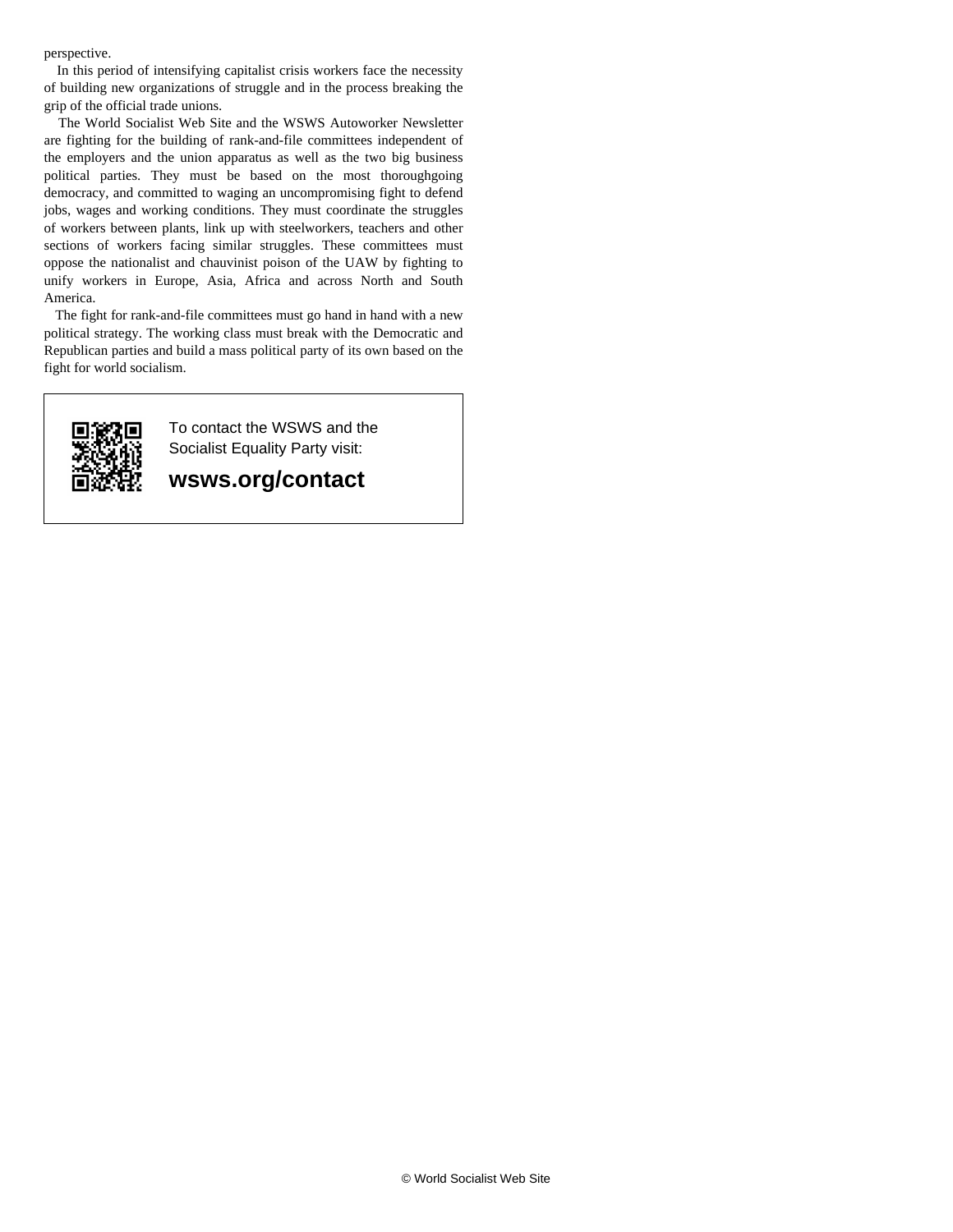perspective.

In this period of intensifying capitalist crisis workers face the necessity of building new organizations of struggle and in the process breaking the grip of the official trade unions.

The World Socialist Web Site and the WSWS Autoworker Newsletter are fighting for the building of rank-and-file committees independent of the employers and the union apparatus as well as the two big business political parties. They must be based on the most thoroughgoing democracy, and committed to waging an uncompromising fight to defend jobs, wages and working conditions. They must coordinate the struggles of workers between plants, link up with steelworkers, teachers and other sections of workers facing similar struggles. These committees must oppose the nationalist and chauvinist poison of the UAW by fighting to unify workers in Europe, Asia, Africa and across North and South America.

The fight for rank-and-file committees must go hand in hand with a new political strategy. The working class must break with the Democratic and Republican parties and build a mass political party of its own based on the fight for world socialism.

To contact the WSWS and the Socialist Equality Party visit:

**wsws.org/contact**